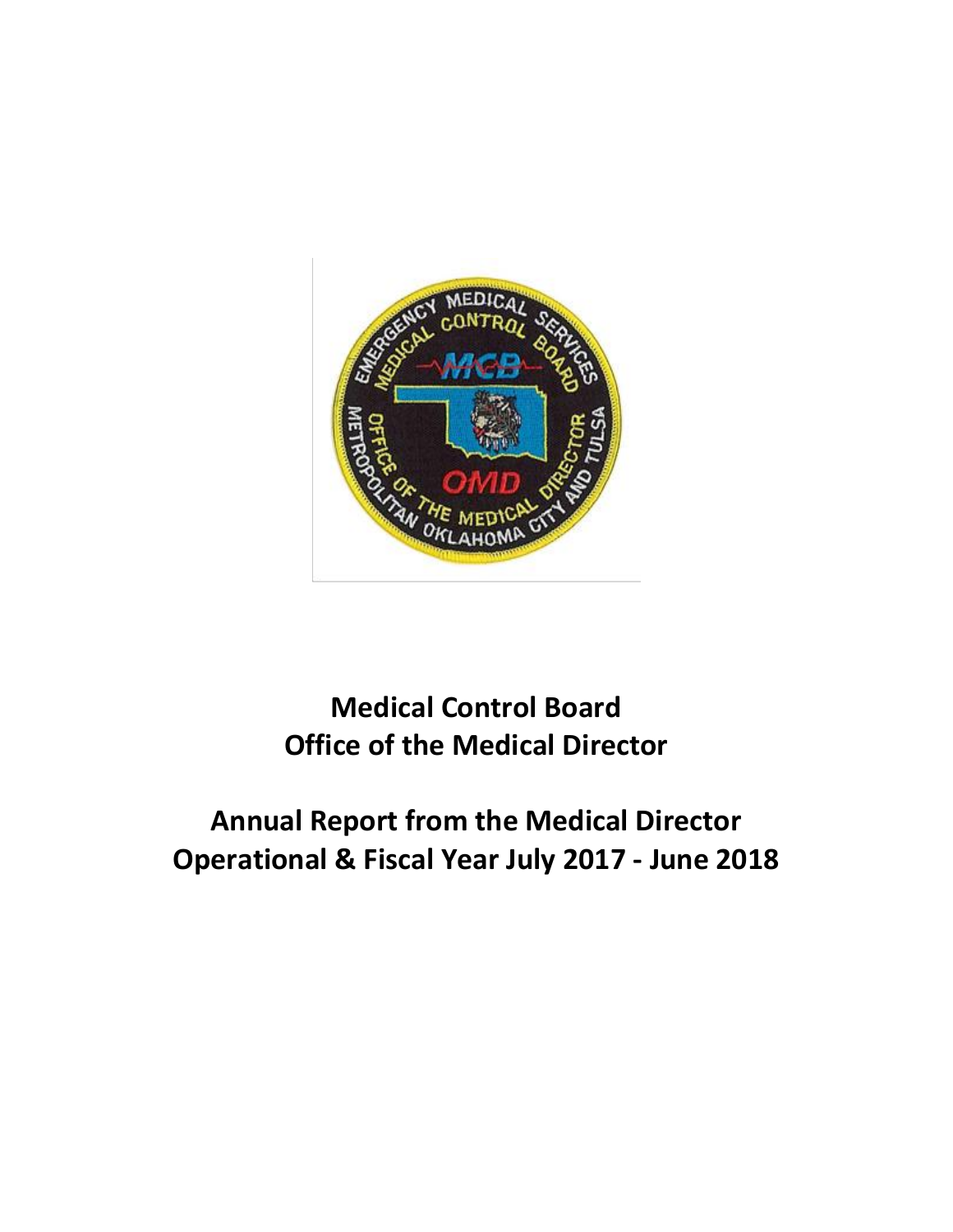# Medical Control Board
# Office of the Medical Director

## Annual Report from the Medical Director
## Operational & Fiscal Year July 2017 - June 2018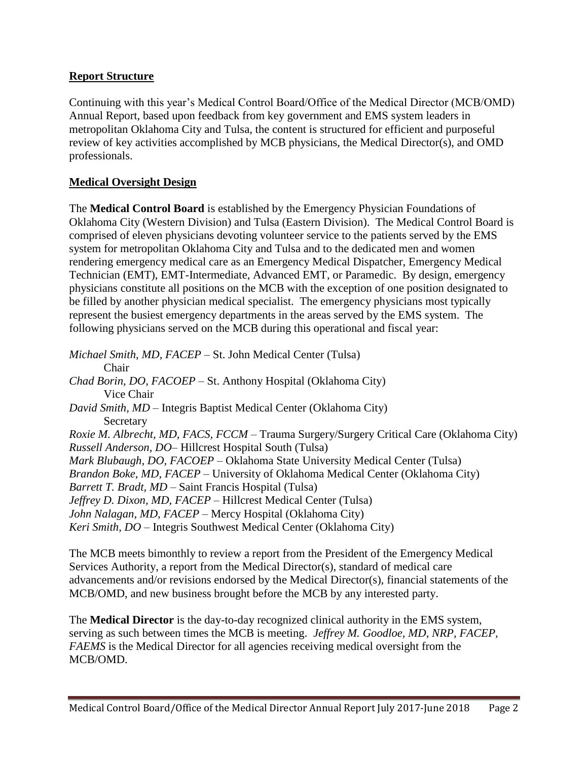**Report Structure**

Continuing with this year's Medical Control Board/Office of the Medical Director (MCB/OMD) Annual Report, based upon feedback from key government and EMS system leaders in metropolitan Oklahoma City and Tulsa, the content is structured for efficient and purposeful review of key activities accomplished by MCB physicians, the Medical Director(s), and OMD professionals.

**Medical Oversight Design**

The **Medical Control Board** is established by the Emergency Physician Foundations of Oklahoma City (Western Division) and Tulsa (Eastern Division). The Medical Control Board is comprised of eleven physicians devoting volunteer service to the patients served by the EMS system for metropolitan Oklahoma City and Tulsa and to the dedicated men and women rendering emergency medical care as an Emergency Medical Dispatcher, Emergency Medical Technician (EMT), EMT-Intermediate, Advanced EMT, or Paramedic. By design, emergency physicians constitute all positions on the MCB with the exception of one position designated to be filled by another physician medical specialist. The emergency physicians most typically represent the busiest emergency departments in the areas served by the EMS system. The following physicians served on the MCB during this operational and fiscal year:

*Michael Smith, MD, FACEP* – St. John Medical Center (Tulsa)
Chair
*Chad Borin, DO, FACOEP* – St. Anthony Hospital (Oklahoma City)
Vice Chair
*David Smith, MD* – Integris Baptist Medical Center (Oklahoma City)
Secretary
*Roxie M. Albrecht, MD, FACS, FCCM* – Trauma Surgery/Surgery Critical Care (Oklahoma City)
*Russell Anderson, DO*– Hillcrest Hospital South (Tulsa)
*Mark Blubaugh, DO, FACOEP* – Oklahoma State University Medical Center (Tulsa)
*Brandon Boke, MD, FACEP* – University of Oklahoma Medical Center (Oklahoma City)
*Barrett T. Bradt, MD* – Saint Francis Hospital (Tulsa)
*Jeffrey D. Dixon, MD, FACEP* – Hillcrest Medical Center (Tulsa)
*John Nalagan, MD, FACEP* – Mercy Hospital (Oklahoma City)
*Keri Smith, DO* – Integris Southwest Medical Center (Oklahoma City)

The MCB meets bimonthly to review a report from the President of the Emergency Medical Services Authority, a report from the Medical Director(s), standard of medical care advancements and/or revisions endorsed by the Medical Director(s), financial statements of the MCB/OMD, and new business brought before the MCB by any interested party.

The **Medical Director** is the day-to-day recognized clinical authority in the EMS system, serving as such between times the MCB is meeting. *Jeffrey M. Goodloe, MD, NRP, FACEP, FAEMS* is the Medical Director for all agencies receiving medical oversight from the MCB/OMD.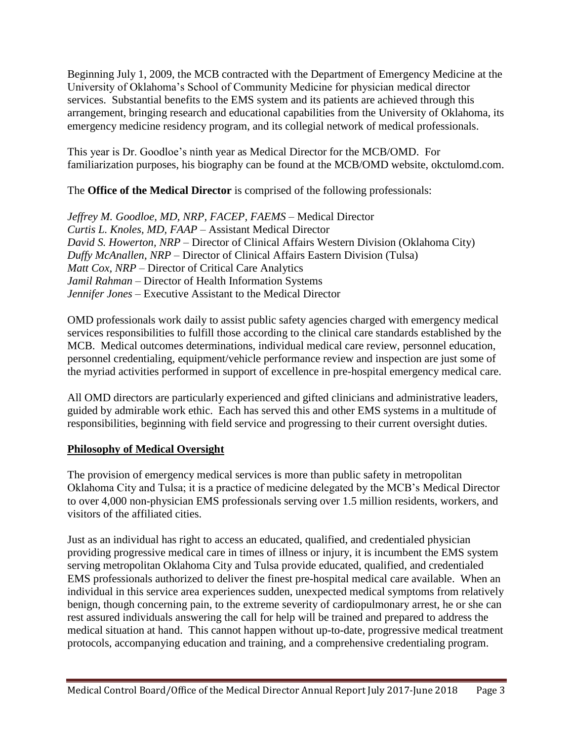Beginning July 1, 2009, the MCB contracted with the Department of Emergency Medicine at the University of Oklahoma's School of Community Medicine for physician medical director services. Substantial benefits to the EMS system and its patients are achieved through this arrangement, bringing research and educational capabilities from the University of Oklahoma, its emergency medicine residency program, and its collegial network of medical professionals.

This year is Dr. Goodloe's ninth year as Medical Director for the MCB/OMD. For familiarization purposes, his biography can be found at the MCB/OMD website, okctulomd.com.

The **Office of the Medical Director** is comprised of the following professionals:

*Jeffrey M. Goodloe, MD, NRP, FACEP, FAEMS* – Medical Director
*Curtis L. Knoles, MD, FAAP* – Assistant Medical Director
*David S. Howerton, NRP* – Director of Clinical Affairs Western Division (Oklahoma City)
*Duffy McAnallen, NRP* – Director of Clinical Affairs Eastern Division (Tulsa)
*Matt Cox, NRP* – Director of Critical Care Analytics
*Jamil Rahman* – Director of Health Information Systems
*Jennifer Jones* – Executive Assistant to the Medical Director

OMD professionals work daily to assist public safety agencies charged with emergency medical services responsibilities to fulfill those according to the clinical care standards established by the MCB. Medical outcomes determinations, individual medical care review, personnel education, personnel credentialing, equipment/vehicle performance review and inspection are just some of the myriad activities performed in support of excellence in pre-hospital emergency medical care.

All OMD directors are particularly experienced and gifted clinicians and administrative leaders, guided by admirable work ethic. Each has served this and other EMS systems in a multitude of responsibilities, beginning with field service and progressing to their current oversight duties.

## Philosophy of Medical Oversight

The provision of emergency medical services is more than public safety in metropolitan Oklahoma City and Tulsa; it is a practice of medicine delegated by the MCB's Medical Director to over 4,000 non-physician EMS professionals serving over 1.5 million residents, workers, and visitors of the affiliated cities.

Just as an individual has right to access an educated, qualified, and credentialed physician providing progressive medical care in times of illness or injury, it is incumbent the EMS system serving metropolitan Oklahoma City and Tulsa provide educated, qualified, and credentialed EMS professionals authorized to deliver the finest pre-hospital medical care available. When an individual in this service area experiences sudden, unexpected medical symptoms from relatively benign, though concerning pain, to the extreme severity of cardiopulmonary arrest, he or she can rest assured individuals answering the call for help will be trained and prepared to address the medical situation at hand. This cannot happen without up-to-date, progressive medical treatment protocols, accompanying education and training, and a comprehensive credentialing program.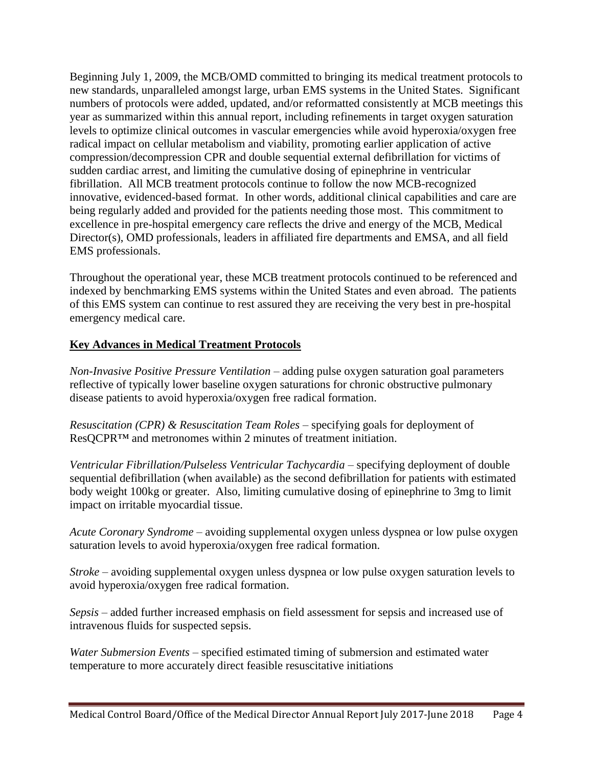Beginning July 1, 2009, the MCB/OMD committed to bringing its medical treatment protocols to new standards, unparalleled amongst large, urban EMS systems in the United States. Significant numbers of protocols were added, updated, and/or reformatted consistently at MCB meetings this year as summarized within this annual report, including refinements in target oxygen saturation levels to optimize clinical outcomes in vascular emergencies while avoid hyperoxia/oxygen free radical impact on cellular metabolism and viability, promoting earlier application of active compression/decompression CPR and double sequential external defibrillation for victims of sudden cardiac arrest, and limiting the cumulative dosing of epinephrine in ventricular fibrillation. All MCB treatment protocols continue to follow the now MCB-recognized innovative, evidenced-based format. In other words, additional clinical capabilities and care are being regularly added and provided for the patients needing those most. This commitment to excellence in pre-hospital emergency care reflects the drive and energy of the MCB, Medical Director(s), OMD professionals, leaders in affiliated fire departments and EMSA, and all field EMS professionals.

Throughout the operational year, these MCB treatment protocols continued to be referenced and indexed by benchmarking EMS systems within the United States and even abroad. The patients of this EMS system can continue to rest assured they are receiving the very best in pre-hospital emergency medical care.

**Key Advances in Medical Treatment Protocols**

*Non-Invasive Positive Pressure Ventilation* – adding pulse oxygen saturation goal parameters reflective of typically lower baseline oxygen saturations for chronic obstructive pulmonary disease patients to avoid hyperoxia/oxygen free radical formation.

*Resuscitation (CPR) & Resuscitation Team Roles* – specifying goals for deployment of ResQCPR™ and metronomes within 2 minutes of treatment initiation.

*Ventricular Fibrillation/Pulseless Ventricular Tachycardia* – specifying deployment of double sequential defibrillation (when available) as the second defibrillation for patients with estimated body weight 100kg or greater. Also, limiting cumulative dosing of epinephrine to 3mg to limit impact on irritable myocardial tissue.

*Acute Coronary Syndrome* – avoiding supplemental oxygen unless dyspnea or low pulse oxygen saturation levels to avoid hyperoxia/oxygen free radical formation.

*Stroke* – avoiding supplemental oxygen unless dyspnea or low pulse oxygen saturation levels to avoid hyperoxia/oxygen free radical formation.

*Sepsis* – added further increased emphasis on field assessment for sepsis and increased use of intravenous fluids for suspected sepsis.

*Water Submersion Events* – specified estimated timing of submersion and estimated water temperature to more accurately direct feasible resuscitative initiations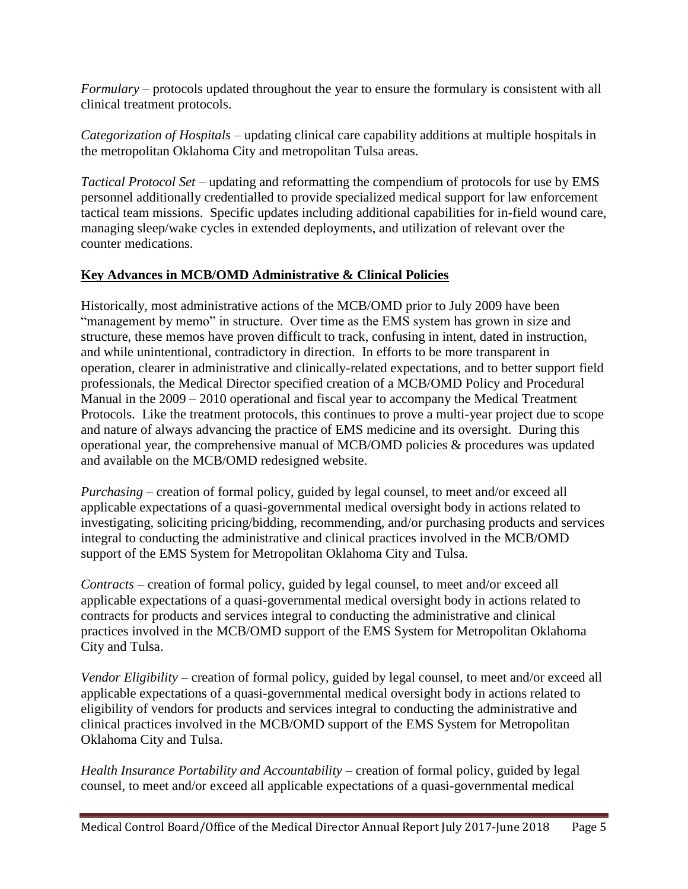*Formulary* – protocols updated throughout the year to ensure the formulary is consistent with all clinical treatment protocols.

*Categorization of Hospitals* – updating clinical care capability additions at multiple hospitals in the metropolitan Oklahoma City and metropolitan Tulsa areas.

*Tactical Protocol Set* – updating and reformatting the compendium of protocols for use by EMS personnel additionally credentialled to provide specialized medical support for law enforcement tactical team missions. Specific updates including additional capabilities for in-field wound care, managing sleep/wake cycles in extended deployments, and utilization of relevant over the counter medications.

## **Key Advances in MCB/OMD Administrative & Clinical Policies**

Historically, most administrative actions of the MCB/OMD prior to July 2009 have been "management by memo" in structure. Over time as the EMS system has grown in size and structure, these memos have proven difficult to track, confusing in intent, dated in instruction, and while unintentional, contradictory in direction. In efforts to be more transparent in operation, clearer in administrative and clinically-related expectations, and to better support field professionals, the Medical Director specified creation of a MCB/OMD Policy and Procedural Manual in the 2009 – 2010 operational and fiscal year to accompany the Medical Treatment Protocols. Like the treatment protocols, this continues to prove a multi-year project due to scope and nature of always advancing the practice of EMS medicine and its oversight. During this operational year, the comprehensive manual of MCB/OMD policies & procedures was updated and available on the MCB/OMD redesigned website.

*Purchasing* – creation of formal policy, guided by legal counsel, to meet and/or exceed all applicable expectations of a quasi-governmental medical oversight body in actions related to investigating, soliciting pricing/bidding, recommending, and/or purchasing products and services integral to conducting the administrative and clinical practices involved in the MCB/OMD support of the EMS System for Metropolitan Oklahoma City and Tulsa.

*Contracts* – creation of formal policy, guided by legal counsel, to meet and/or exceed all applicable expectations of a quasi-governmental medical oversight body in actions related to contracts for products and services integral to conducting the administrative and clinical practices involved in the MCB/OMD support of the EMS System for Metropolitan Oklahoma City and Tulsa.

*Vendor Eligibility* – creation of formal policy, guided by legal counsel, to meet and/or exceed all applicable expectations of a quasi-governmental medical oversight body in actions related to eligibility of vendors for products and services integral to conducting the administrative and clinical practices involved in the MCB/OMD support of the EMS System for Metropolitan Oklahoma City and Tulsa.

*Health Insurance Portability and Accountability* – creation of formal policy, guided by legal counsel, to meet and/or exceed all applicable expectations of a quasi-governmental medical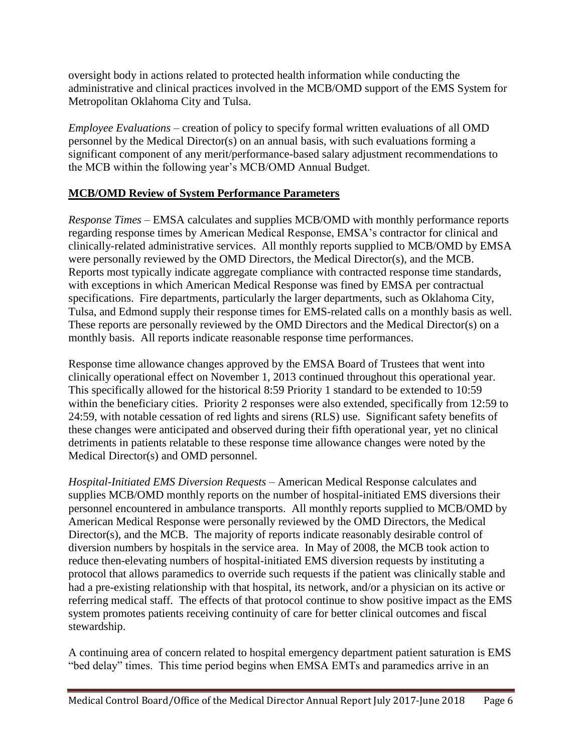oversight body in actions related to protected health information while conducting the administrative and clinical practices involved in the MCB/OMD support of the EMS System for Metropolitan Oklahoma City and Tulsa.

*Employee Evaluations* – creation of policy to specify formal written evaluations of all OMD personnel by the Medical Director(s) on an annual basis, with such evaluations forming a significant component of any merit/performance-based salary adjustment recommendations to the MCB within the following year's MCB/OMD Annual Budget.

**MCB/OMD Review of System Performance Parameters**

*Response Times* – EMSA calculates and supplies MCB/OMD with monthly performance reports regarding response times by American Medical Response, EMSA's contractor for clinical and clinically-related administrative services. All monthly reports supplied to MCB/OMD by EMSA were personally reviewed by the OMD Directors, the Medical Director(s), and the MCB. Reports most typically indicate aggregate compliance with contracted response time standards, with exceptions in which American Medical Response was fined by EMSA per contractual specifications. Fire departments, particularly the larger departments, such as Oklahoma City, Tulsa, and Edmond supply their response times for EMS-related calls on a monthly basis as well. These reports are personally reviewed by the OMD Directors and the Medical Director(s) on a monthly basis. All reports indicate reasonable response time performances.

Response time allowance changes approved by the EMSA Board of Trustees that went into clinically operational effect on November 1, 2013 continued throughout this operational year. This specifically allowed for the historical 8:59 Priority 1 standard to be extended to 10:59 within the beneficiary cities. Priority 2 responses were also extended, specifically from 12:59 to 24:59, with notable cessation of red lights and sirens (RLS) use. Significant safety benefits of these changes were anticipated and observed during their fifth operational year, yet no clinical detriments in patients relatable to these response time allowance changes were noted by the Medical Director(s) and OMD personnel.

*Hospital-Initiated EMS Diversion Requests* – American Medical Response calculates and supplies MCB/OMD monthly reports on the number of hospital-initiated EMS diversions their personnel encountered in ambulance transports. All monthly reports supplied to MCB/OMD by American Medical Response were personally reviewed by the OMD Directors, the Medical Director(s), and the MCB. The majority of reports indicate reasonably desirable control of diversion numbers by hospitals in the service area. In May of 2008, the MCB took action to reduce then-elevating numbers of hospital-initiated EMS diversion requests by instituting a protocol that allows paramedics to override such requests if the patient was clinically stable and had a pre-existing relationship with that hospital, its network, and/or a physician on its active or referring medical staff. The effects of that protocol continue to show positive impact as the EMS system promotes patients receiving continuity of care for better clinical outcomes and fiscal stewardship.

A continuing area of concern related to hospital emergency department patient saturation is EMS "bed delay" times. This time period begins when EMSA EMTs and paramedics arrive in an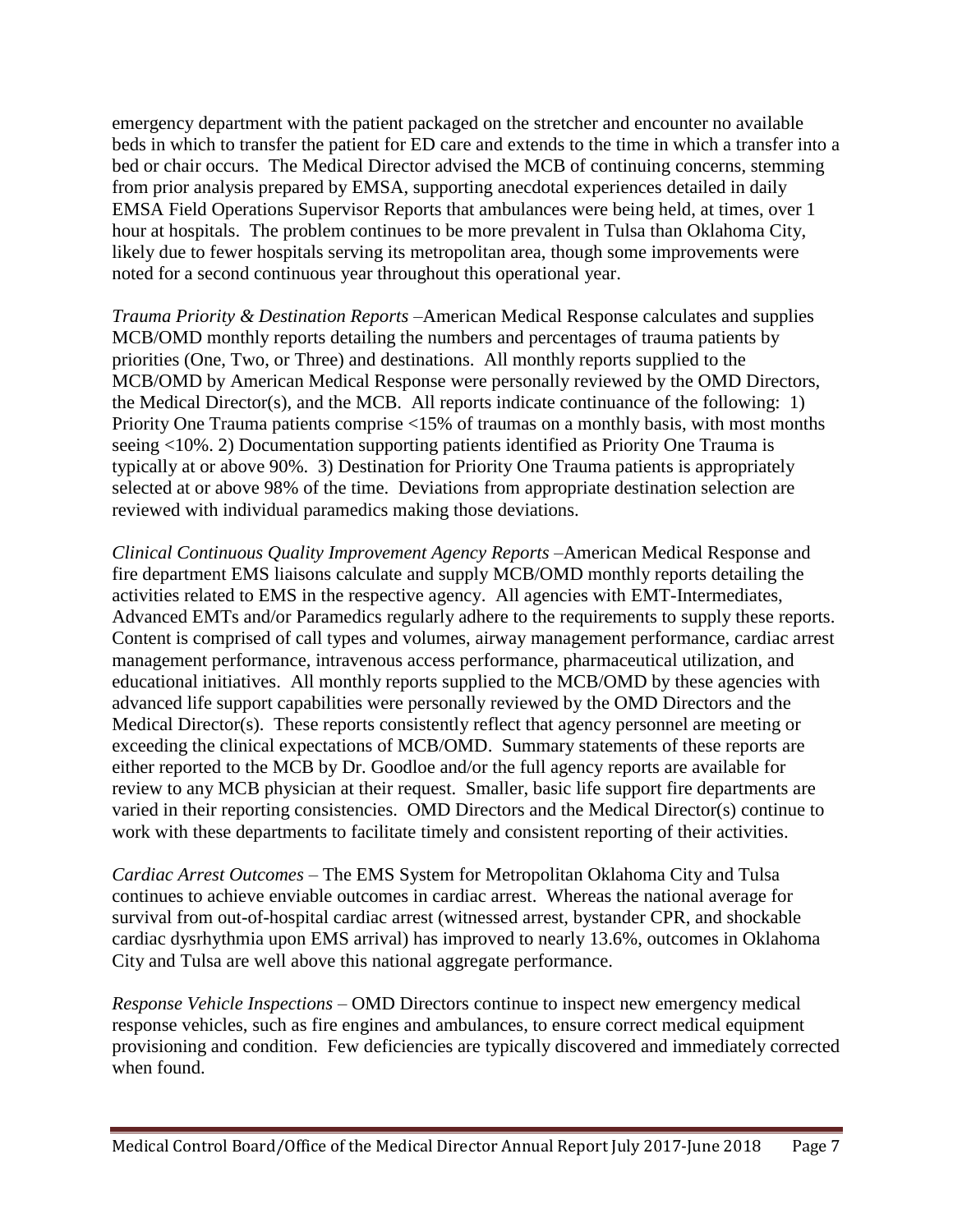emergency department with the patient packaged on the stretcher and encounter no available beds in which to transfer the patient for ED care and extends to the time in which a transfer into a bed or chair occurs. The Medical Director advised the MCB of continuing concerns, stemming from prior analysis prepared by EMSA, supporting anecdotal experiences detailed in daily EMSA Field Operations Supervisor Reports that ambulances were being held, at times, over 1 hour at hospitals. The problem continues to be more prevalent in Tulsa than Oklahoma City, likely due to fewer hospitals serving its metropolitan area, though some improvements were noted for a second continuous year throughout this operational year.

*Trauma Priority & Destination Reports* –American Medical Response calculates and supplies MCB/OMD monthly reports detailing the numbers and percentages of trauma patients by priorities (One, Two, or Three) and destinations. All monthly reports supplied to the MCB/OMD by American Medical Response were personally reviewed by the OMD Directors, the Medical Director(s), and the MCB. All reports indicate continuance of the following: 1) Priority One Trauma patients comprise <15% of traumas on a monthly basis, with most months seeing <10%. 2) Documentation supporting patients identified as Priority One Trauma is typically at or above 90%. 3) Destination for Priority One Trauma patients is appropriately selected at or above 98% of the time. Deviations from appropriate destination selection are reviewed with individual paramedics making those deviations.

*Clinical Continuous Quality Improvement Agency Reports* –American Medical Response and fire department EMS liaisons calculate and supply MCB/OMD monthly reports detailing the activities related to EMS in the respective agency. All agencies with EMT-Intermediates, Advanced EMTs and/or Paramedics regularly adhere to the requirements to supply these reports. Content is comprised of call types and volumes, airway management performance, cardiac arrest management performance, intravenous access performance, pharmaceutical utilization, and educational initiatives. All monthly reports supplied to the MCB/OMD by these agencies with advanced life support capabilities were personally reviewed by the OMD Directors and the Medical Director(s). These reports consistently reflect that agency personnel are meeting or exceeding the clinical expectations of MCB/OMD. Summary statements of these reports are either reported to the MCB by Dr. Goodloe and/or the full agency reports are available for review to any MCB physician at their request. Smaller, basic life support fire departments are varied in their reporting consistencies. OMD Directors and the Medical Director(s) continue to work with these departments to facilitate timely and consistent reporting of their activities.

*Cardiac Arrest Outcomes* – The EMS System for Metropolitan Oklahoma City and Tulsa continues to achieve enviable outcomes in cardiac arrest. Whereas the national average for survival from out-of-hospital cardiac arrest (witnessed arrest, bystander CPR, and shockable cardiac dysrhythmia upon EMS arrival) has improved to nearly 13.6%, outcomes in Oklahoma City and Tulsa are well above this national aggregate performance.

*Response Vehicle Inspections* – OMD Directors continue to inspect new emergency medical response vehicles, such as fire engines and ambulances, to ensure correct medical equipment provisioning and condition. Few deficiencies are typically discovered and immediately corrected when found.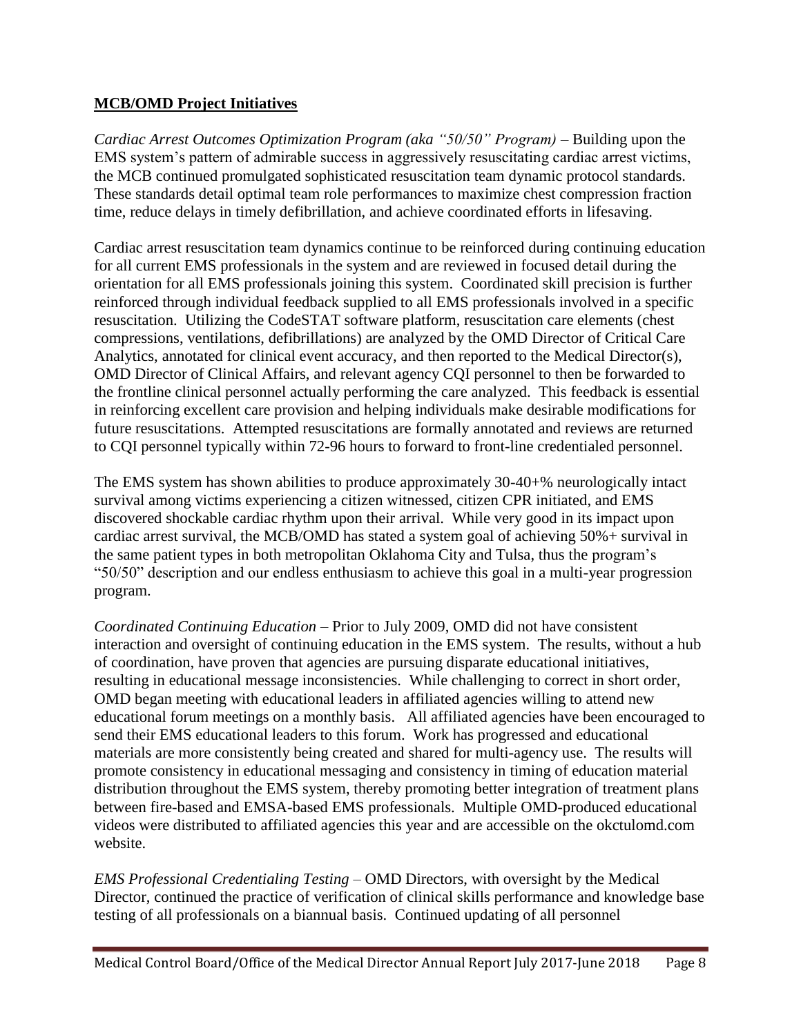**MCB/OMD Project Initiatives**

*Cardiac Arrest Outcomes Optimization Program (aka "50/50" Program)* – Building upon the EMS system's pattern of admirable success in aggressively resuscitating cardiac arrest victims, the MCB continued promulgated sophisticated resuscitation team dynamic protocol standards. These standards detail optimal team role performances to maximize chest compression fraction time, reduce delays in timely defibrillation, and achieve coordinated efforts in lifesaving.

Cardiac arrest resuscitation team dynamics continue to be reinforced during continuing education for all current EMS professionals in the system and are reviewed in focused detail during the orientation for all EMS professionals joining this system. Coordinated skill precision is further reinforced through individual feedback supplied to all EMS professionals involved in a specific resuscitation. Utilizing the CodeSTAT software platform, resuscitation care elements (chest compressions, ventilations, defibrillations) are analyzed by the OMD Director of Critical Care Analytics, annotated for clinical event accuracy, and then reported to the Medical Director(s), OMD Director of Clinical Affairs, and relevant agency CQI personnel to then be forwarded to the frontline clinical personnel actually performing the care analyzed. This feedback is essential in reinforcing excellent care provision and helping individuals make desirable modifications for future resuscitations. Attempted resuscitations are formally annotated and reviews are returned to CQI personnel typically within 72-96 hours to forward to front-line credentialed personnel.

The EMS system has shown abilities to produce approximately 30-40+% neurologically intact survival among victims experiencing a citizen witnessed, citizen CPR initiated, and EMS discovered shockable cardiac rhythm upon their arrival. While very good in its impact upon cardiac arrest survival, the MCB/OMD has stated a system goal of achieving 50%+ survival in the same patient types in both metropolitan Oklahoma City and Tulsa, thus the program's "50/50" description and our endless enthusiasm to achieve this goal in a multi-year progression program.

*Coordinated Continuing Education* – Prior to July 2009, OMD did not have consistent interaction and oversight of continuing education in the EMS system. The results, without a hub of coordination, have proven that agencies are pursuing disparate educational initiatives, resulting in educational message inconsistencies. While challenging to correct in short order, OMD began meeting with educational leaders in affiliated agencies willing to attend new educational forum meetings on a monthly basis. All affiliated agencies have been encouraged to send their EMS educational leaders to this forum. Work has progressed and educational materials are more consistently being created and shared for multi-agency use. The results will promote consistency in educational messaging and consistency in timing of education material distribution throughout the EMS system, thereby promoting better integration of treatment plans between fire-based and EMSA-based EMS professionals. Multiple OMD-produced educational videos were distributed to affiliated agencies this year and are accessible on the okctulomd.com website.

*EMS Professional Credentialing Testing* – OMD Directors, with oversight by the Medical Director, continued the practice of verification of clinical skills performance and knowledge base testing of all professionals on a biannual basis. Continued updating of all personnel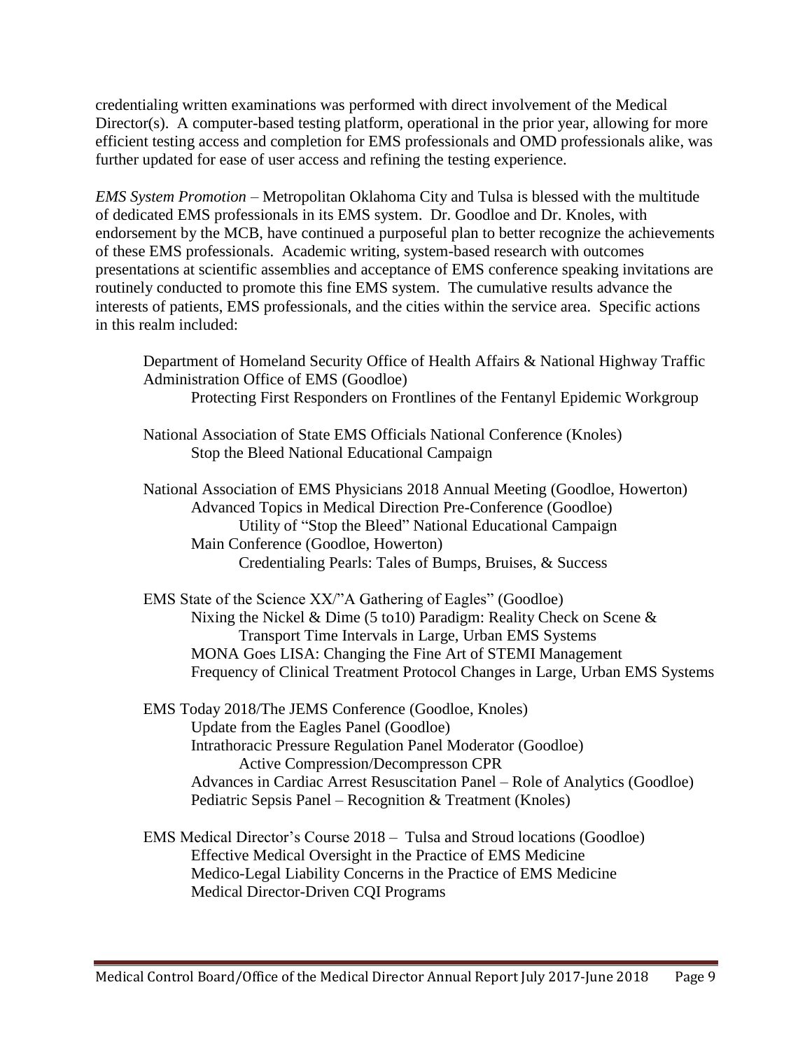credentialing written examinations was performed with direct involvement of the Medical Director(s). A computer-based testing platform, operational in the prior year, allowing for more efficient testing access and completion for EMS professionals and OMD professionals alike, was further updated for ease of user access and refining the testing experience.

*EMS System Promotion* – Metropolitan Oklahoma City and Tulsa is blessed with the multitude of dedicated EMS professionals in its EMS system. Dr. Goodloe and Dr. Knoles, with endorsement by the MCB, have continued a purposeful plan to better recognize the achievements of these EMS professionals. Academic writing, system-based research with outcomes presentations at scientific assemblies and acceptance of EMS conference speaking invitations are routinely conducted to promote this fine EMS system. The cumulative results advance the interests of patients, EMS professionals, and the cities within the service area. Specific actions in this realm included:

- Department of Homeland Security Office of Health Affairs & National Highway Traffic Administration Office of EMS (Goodloe)
  - Protecting First Responders on Frontlines of the Fentanyl Epidemic Workgroup
- National Association of State EMS Officials National Conference (Knoles)
  - Stop the Bleed National Educational Campaign
- National Association of EMS Physicians 2018 Annual Meeting (Goodloe, Howerton)
  - Advanced Topics in Medical Direction Pre-Conference (Goodloe)
    - Utility of "Stop the Bleed" National Educational Campaign
  - Main Conference (Goodloe, Howerton)
    - Credentialing Pearls: Tales of Bumps, Bruises, & Success
- EMS State of the Science XX/"A Gathering of Eagles" (Goodloe)
  - Nixing the Nickel & Dime (5 to10) Paradigm: Reality Check on Scene & Transport Time Intervals in Large, Urban EMS Systems
  - MONA Goes LISA: Changing the Fine Art of STEMI Management
  - Frequency of Clinical Treatment Protocol Changes in Large, Urban EMS Systems
- EMS Today 2018/The JEMS Conference (Goodloe, Knoles)
  - Update from the Eagles Panel (Goodloe)
  - Intrathoracic Pressure Regulation Panel Moderator (Goodloe)
    - Active Compression/Decompresson CPR
  - Advances in Cardiac Arrest Resuscitation Panel – Role of Analytics (Goodloe)
  - Pediatric Sepsis Panel – Recognition & Treatment (Knoles)
- EMS Medical Director's Course 2018 – Tulsa and Stroud locations (Goodloe)
  - Effective Medical Oversight in the Practice of EMS Medicine
  - Medico-Legal Liability Concerns in the Practice of EMS Medicine
  - Medical Director-Driven CQI Programs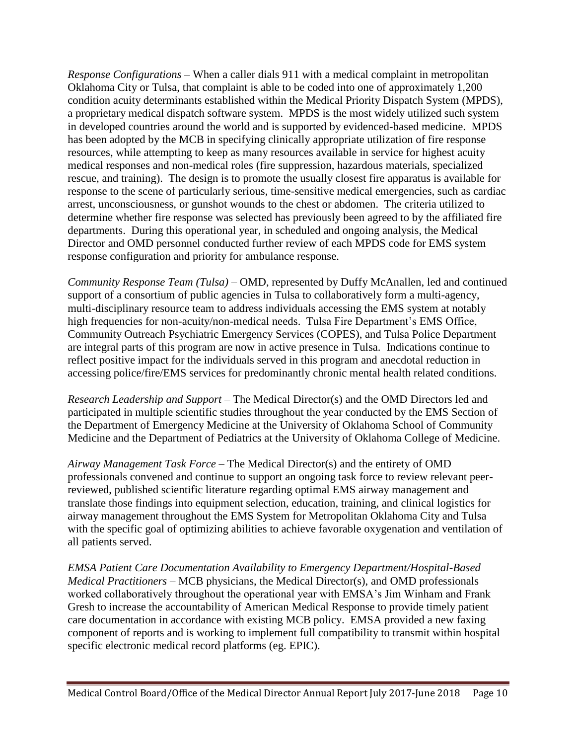*Response Configurations* – When a caller dials 911 with a medical complaint in metropolitan Oklahoma City or Tulsa, that complaint is able to be coded into one of approximately 1,200 condition acuity determinants established within the Medical Priority Dispatch System (MPDS), a proprietary medical dispatch software system. MPDS is the most widely utilized such system in developed countries around the world and is supported by evidenced-based medicine. MPDS has been adopted by the MCB in specifying clinically appropriate utilization of fire response resources, while attempting to keep as many resources available in service for highest acuity medical responses and non-medical roles (fire suppression, hazardous materials, specialized rescue, and training). The design is to promote the usually closest fire apparatus is available for response to the scene of particularly serious, time-sensitive medical emergencies, such as cardiac arrest, unconsciousness, or gunshot wounds to the chest or abdomen. The criteria utilized to determine whether fire response was selected has previously been agreed to by the affiliated fire departments. During this operational year, in scheduled and ongoing analysis, the Medical Director and OMD personnel conducted further review of each MPDS code for EMS system response configuration and priority for ambulance response.

*Community Response Team (Tulsa)* – OMD, represented by Duffy McAnallen, led and continued support of a consortium of public agencies in Tulsa to collaboratively form a multi-agency, multi-disciplinary resource team to address individuals accessing the EMS system at notably high frequencies for non-acuity/non-medical needs. Tulsa Fire Department's EMS Office, Community Outreach Psychiatric Emergency Services (COPES), and Tulsa Police Department are integral parts of this program are now in active presence in Tulsa. Indications continue to reflect positive impact for the individuals served in this program and anecdotal reduction in accessing police/fire/EMS services for predominantly chronic mental health related conditions.

*Research Leadership and Support* – The Medical Director(s) and the OMD Directors led and participated in multiple scientific studies throughout the year conducted by the EMS Section of the Department of Emergency Medicine at the University of Oklahoma School of Community Medicine and the Department of Pediatrics at the University of Oklahoma College of Medicine.

*Airway Management Task Force* – The Medical Director(s) and the entirety of OMD professionals convened and continue to support an ongoing task force to review relevant peer-reviewed, published scientific literature regarding optimal EMS airway management and translate those findings into equipment selection, education, training, and clinical logistics for airway management throughout the EMS System for Metropolitan Oklahoma City and Tulsa with the specific goal of optimizing abilities to achieve favorable oxygenation and ventilation of all patients served.

*EMSA Patient Care Documentation Availability to Emergency Department/Hospital-Based Medical Practitioners* – MCB physicians, the Medical Director(s), and OMD professionals worked collaboratively throughout the operational year with EMSA's Jim Winham and Frank Gresh to increase the accountability of American Medical Response to provide timely patient care documentation in accordance with existing MCB policy. EMSA provided a new faxing component of reports and is working to implement full compatibility to transmit within hospital specific electronic medical record platforms (eg. EPIC).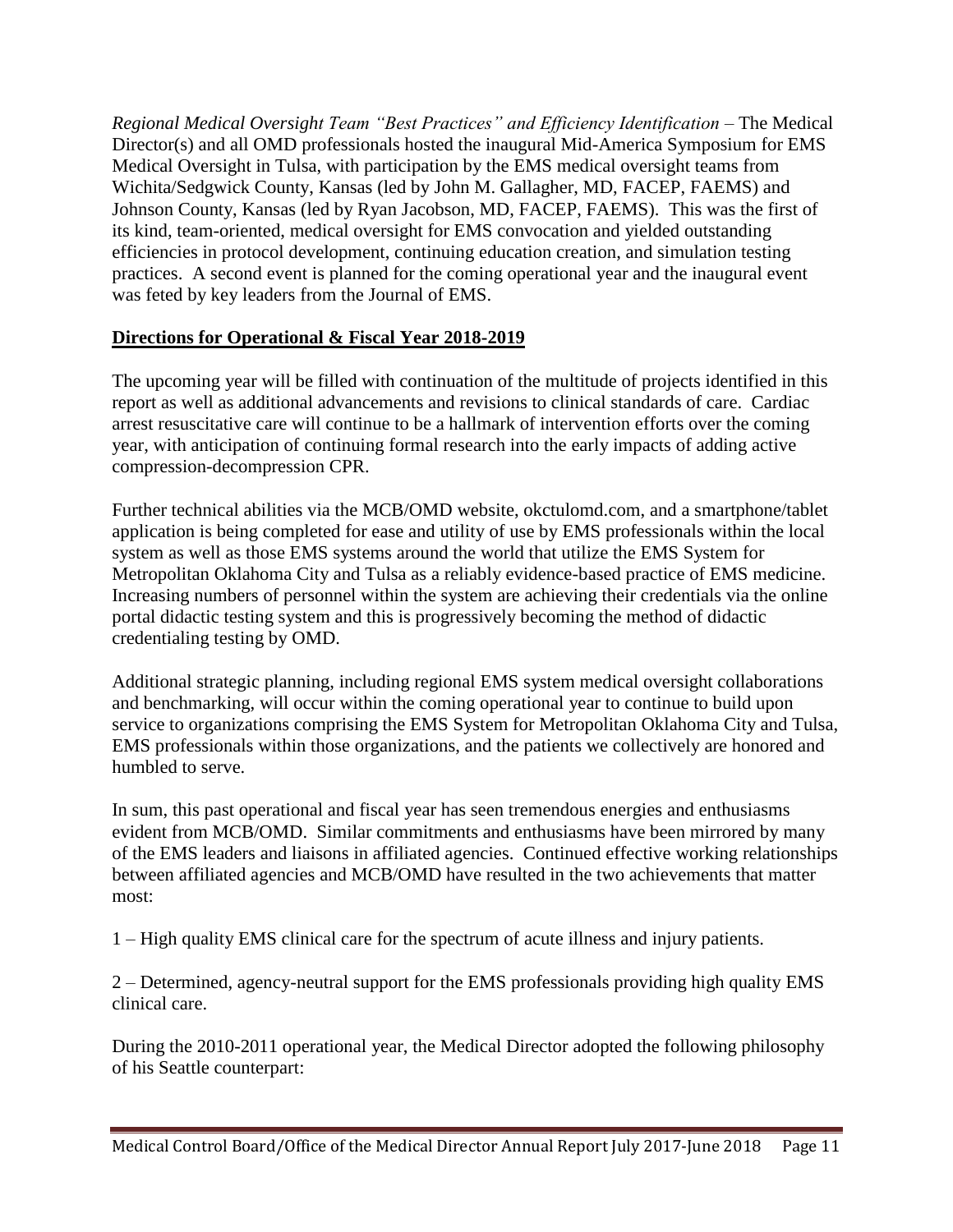*Regional Medical Oversight Team "Best Practices" and Efficiency Identification* – The Medical Director(s) and all OMD professionals hosted the inaugural Mid-America Symposium for EMS Medical Oversight in Tulsa, with participation by the EMS medical oversight teams from Wichita/Sedgwick County, Kansas (led by John M. Gallagher, MD, FACEP, FAEMS) and Johnson County, Kansas (led by Ryan Jacobson, MD, FACEP, FAEMS). This was the first of its kind, team-oriented, medical oversight for EMS convocation and yielded outstanding efficiencies in protocol development, continuing education creation, and simulation testing practices. A second event is planned for the coming operational year and the inaugural event was feted by key leaders from the Journal of EMS.

## **Directions for Operational & Fiscal Year 2018-2019**

The upcoming year will be filled with continuation of the multitude of projects identified in this report as well as additional advancements and revisions to clinical standards of care. Cardiac arrest resuscitative care will continue to be a hallmark of intervention efforts over the coming year, with anticipation of continuing formal research into the early impacts of adding active compression-decompression CPR.

Further technical abilities via the MCB/OMD website, okctulomd.com, and a smartphone/tablet application is being completed for ease and utility of use by EMS professionals within the local system as well as those EMS systems around the world that utilize the EMS System for Metropolitan Oklahoma City and Tulsa as a reliably evidence-based practice of EMS medicine. Increasing numbers of personnel within the system are achieving their credentials via the online portal didactic testing system and this is progressively becoming the method of didactic credentialing testing by OMD.

Additional strategic planning, including regional EMS system medical oversight collaborations and benchmarking, will occur within the coming operational year to continue to build upon service to organizations comprising the EMS System for Metropolitan Oklahoma City and Tulsa, EMS professionals within those organizations, and the patients we collectively are honored and humbled to serve.

In sum, this past operational and fiscal year has seen tremendous energies and enthusiasms evident from MCB/OMD. Similar commitments and enthusiasms have been mirrored by many of the EMS leaders and liaisons in affiliated agencies. Continued effective working relationships between affiliated agencies and MCB/OMD have resulted in the two achievements that matter most:

1 – High quality EMS clinical care for the spectrum of acute illness and injury patients.

2 – Determined, agency-neutral support for the EMS professionals providing high quality EMS clinical care.

During the 2010-2011 operational year, the Medical Director adopted the following philosophy of his Seattle counterpart: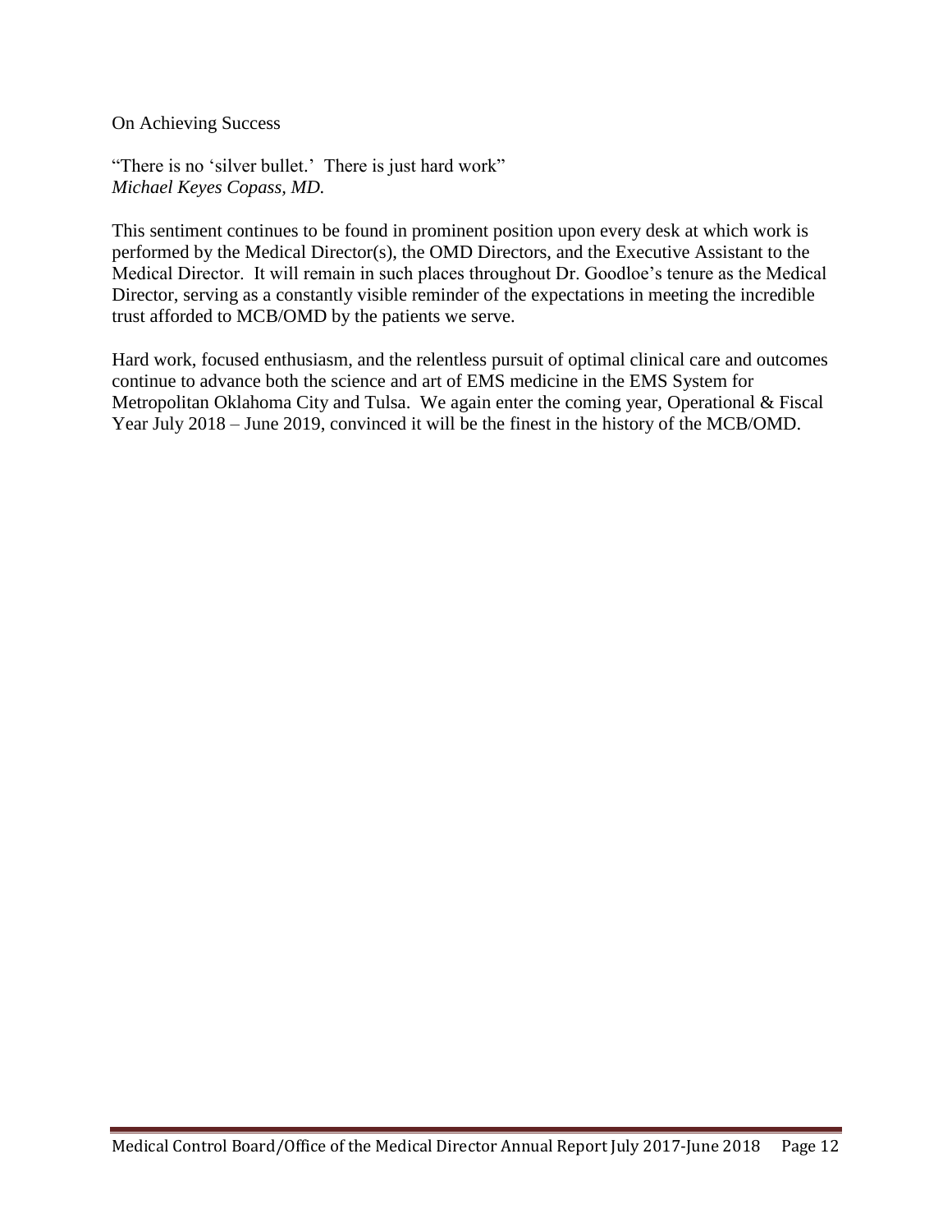On Achieving Success

"There is no 'silver bullet.' There is just hard work"
*Michael Keyes Copass, MD.*

This sentiment continues to be found in prominent position upon every desk at which work is performed by the Medical Director(s), the OMD Directors, and the Executive Assistant to the Medical Director. It will remain in such places throughout Dr. Goodloe's tenure as the Medical Director, serving as a constantly visible reminder of the expectations in meeting the incredible trust afforded to MCB/OMD by the patients we serve.

Hard work, focused enthusiasm, and the relentless pursuit of optimal clinical care and outcomes continue to advance both the science and art of EMS medicine in the EMS System for Metropolitan Oklahoma City and Tulsa. We again enter the coming year, Operational & Fiscal Year July 2018 – June 2019, convinced it will be the finest in the history of the MCB/OMD.